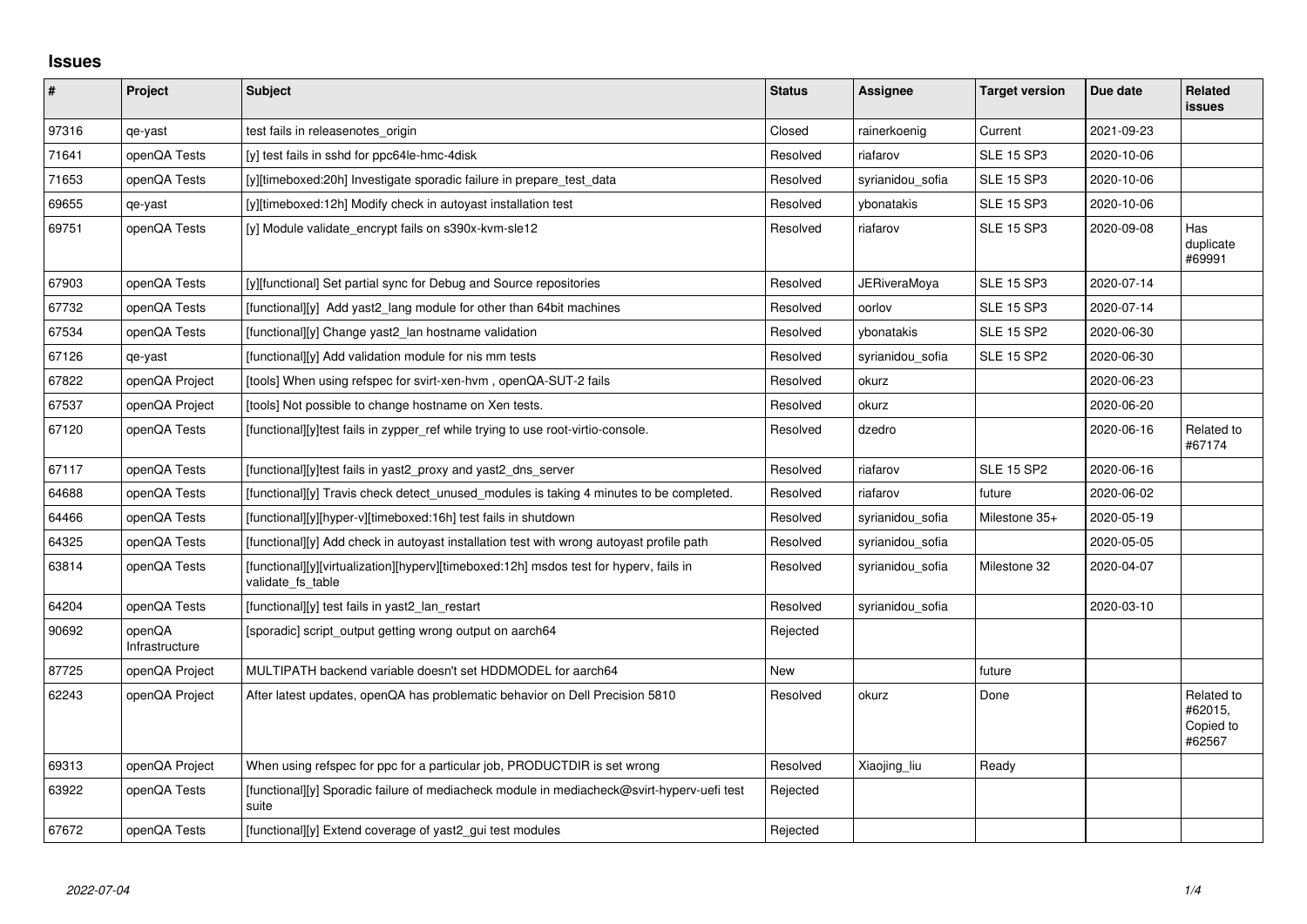# Issues

| # | Project | Subject | Status | Assignee | Target version | Due date | Related issues |
|---|---|---|---|---|---|---|---|
| 97316 | qe-yast | test fails in releasenotes_origin | Closed | rainerkoenig | Current | 2021-09-23 | |
| 71641 | openQA Tests | [y] test fails in sshd for ppc64le-hmc-4disk | Resolved | riafarov | SLE 15 SP3 | 2020-10-06 | |
| 71653 | openQA Tests | [y][timeboxed:20h] Investigate sporadic failure in prepare_test_data | Resolved | syrianidou_sofia | SLE 15 SP3 | 2020-10-06 | |
| 69655 | qe-yast | [y][timeboxed:12h] Modify check in autoyast installation test | Resolved | ybonatakis | SLE 15 SP3 | 2020-10-06 | |
| 69751 | openQA Tests | [y] Module validate_encrypt fails on s390x-kvm-sle12 | Resolved | riafarov | SLE 15 SP3 | 2020-09-08 | Has duplicate #69991 |
| 67903 | openQA Tests | [y][functional] Set partial sync for Debug and Source repositories | Resolved | JERiveraMoya | SLE 15 SP3 | 2020-07-14 | |
| 67732 | openQA Tests | [functional][y] Add yast2_lang module for other than 64bit machines | Resolved | oorlov | SLE 15 SP3 | 2020-07-14 | |
| 67534 | openQA Tests | [functional][y] Change yast2_lan hostname validation | Resolved | ybonatakis | SLE 15 SP2 | 2020-06-30 | |
| 67126 | qe-yast | [functional][y] Add validation module for nis mm tests | Resolved | syrianidou_sofia | SLE 15 SP2 | 2020-06-30 | |
| 67822 | openQA Project | [tools] When using refspec for svirt-xen-hvm , openQA-SUT-2 fails | Resolved | okurz | | 2020-06-23 | |
| 67537 | openQA Project | [tools] Not possible to change hostname on Xen tests. | Resolved | okurz | | 2020-06-20 | |
| 67120 | openQA Tests | [functional][y]test fails in zypper_ref while trying to use root-virtio-console. | Resolved | dzedro | | 2020-06-16 | Related to #67174 |
| 67117 | openQA Tests | [functional][y]test fails in yast2_proxy and yast2_dns_server | Resolved | riafarov | SLE 15 SP2 | 2020-06-16 | |
| 64688 | openQA Tests | [functional][y] Travis check detect_unused_modules is taking 4 minutes to be completed. | Resolved | riafarov | future | 2020-06-02 | |
| 64466 | openQA Tests | [functional][y][hyper-v][timeboxed:16h] test fails in shutdown | Resolved | syrianidou_sofia | Milestone 35+ | 2020-05-19 | |
| 64325 | openQA Tests | [functional][y] Add check in autoyast installation test with wrong autoyast profile path | Resolved | syrianidou_sofia | | 2020-05-05 | |
| 63814 | openQA Tests | [functional][y][virtualization][hyperv][timeboxed:12h] msdos test for hyperv, fails in validate_fs_table | Resolved | syrianidou_sofia | Milestone 32 | 2020-04-07 | |
| 64204 | openQA Tests | [functional][y] test fails in yast2_lan_restart | Resolved | syrianidou_sofia | | 2020-03-10 | |
| 90692 | openQA Infrastructure | [sporadic] script_output getting wrong output on aarch64 | Rejected | | | | |
| 87725 | openQA Project | MULTIPATH backend variable doesn't set HDDMODEL for aarch64 | New | | future | | |
| 62243 | openQA Project | After latest updates, openQA has problematic behavior on Dell Precision 5810 | Resolved | okurz | Done | | Related to #62015, Copied to #62567 |
| 69313 | openQA Project | When using refspec for ppc for a particular job, PRODUCTDIR is set wrong | Resolved | Xiaojing_liu | Ready | | |
| 63922 | openQA Tests | [functional][y] Sporadic failure of mediacheck module in mediacheck@svirt-hyperv-uefi test suite | Rejected | | | | |
| 67672 | openQA Tests | [functional][y] Extend coverage of yast2_gui test modules | Rejected | | | | |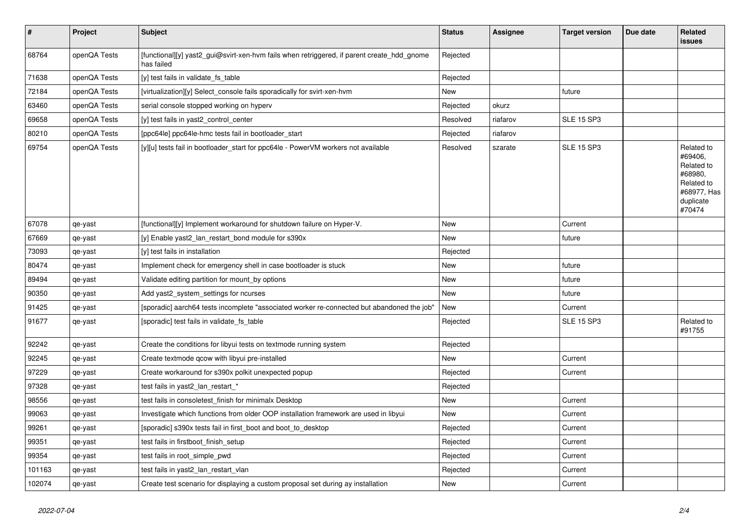| # | Project | Subject | Status | Assignee | Target version | Due date | Related issues |
|---|---|---|---|---|---|---|---|
| 68764 | openQA Tests | [functional][y] yast2_gui@svirt-xen-hvm fails when retriggered, if parent create_hdd_gnome has failed | Rejected | | | | |
| 71638 | openQA Tests | [y] test fails in validate_fs_table | Rejected | | | | |
| 72184 | openQA Tests | [virtualization][y] Select_console fails sporadically for svirt-xen-hvm | New | | future | | |
| 63460 | openQA Tests | serial console stopped working on hyperv | Rejected | okurz | | | |
| 69658 | openQA Tests | [y] test fails in yast2_control_center | Resolved | riafarov | SLE 15 SP3 | | |
| 80210 | openQA Tests | [ppc64le] ppc64le-hmc tests fail in bootloader_start | Rejected | riafarov | | | |
| 69754 | openQA Tests | [y][u] tests fail in bootloader_start for ppc64le - PowerVM workers not available | Resolved | szarate | SLE 15 SP3 | | Related to #69406, Related to #68980, Related to #68977, Has duplicate #70474 |
| 67078 | qe-yast | [functional][y] Implement workaround for shutdown failure on Hyper-V. | New | | Current | | |
| 67669 | qe-yast | [y] Enable yast2_lan_restart_bond module for s390x | New | | future | | |
| 73093 | qe-yast | [y] test fails in installation | Rejected | | | | |
| 80474 | qe-yast | Implement check for emergency shell in case bootloader is stuck | New | | future | | |
| 89494 | qe-yast | Validate editing partition for mount_by options | New | | future | | |
| 90350 | qe-yast | Add yast2_system_settings for ncurses | New | | future | | |
| 91425 | qe-yast | [sporadic] aarch64 tests incomplete "associated worker re-connected but abandoned the job" | New | | Current | | |
| 91677 | qe-yast | [sporadic] test fails in validate_fs_table | Rejected | | SLE 15 SP3 | | Related to #91755 |
| 92242 | qe-yast | Create the conditions for libyui tests on textmode running system | Rejected | | | | |
| 92245 | qe-yast | Create textmode qcow with libyui pre-installed | New | | Current | | |
| 97229 | qe-yast | Create workaround for s390x polkit unexpected popup | Rejected | | Current | | |
| 97328 | qe-yast | test fails in yast2_lan_restart_* | Rejected | | | | |
| 98556 | qe-yast | test fails in consoletest_finish for minimalx Desktop | New | | Current | | |
| 99063 | qe-yast | Investigate which functions from older OOP installation framework are used in libyui | New | | Current | | |
| 99261 | qe-yast | [sporadic] s390x tests fail in first_boot and boot_to_desktop | Rejected | | Current | | |
| 99351 | qe-yast | test fails in firstboot_finish_setup | Rejected | | Current | | |
| 99354 | qe-yast | test fails in root_simple_pwd | Rejected | | Current | | |
| 101163 | qe-yast | test fails in yast2_lan_restart_vlan | Rejected | | Current | | |
| 102074 | qe-yast | Create test scenario for displaying a custom proposal set during ay installation | New | | Current | | |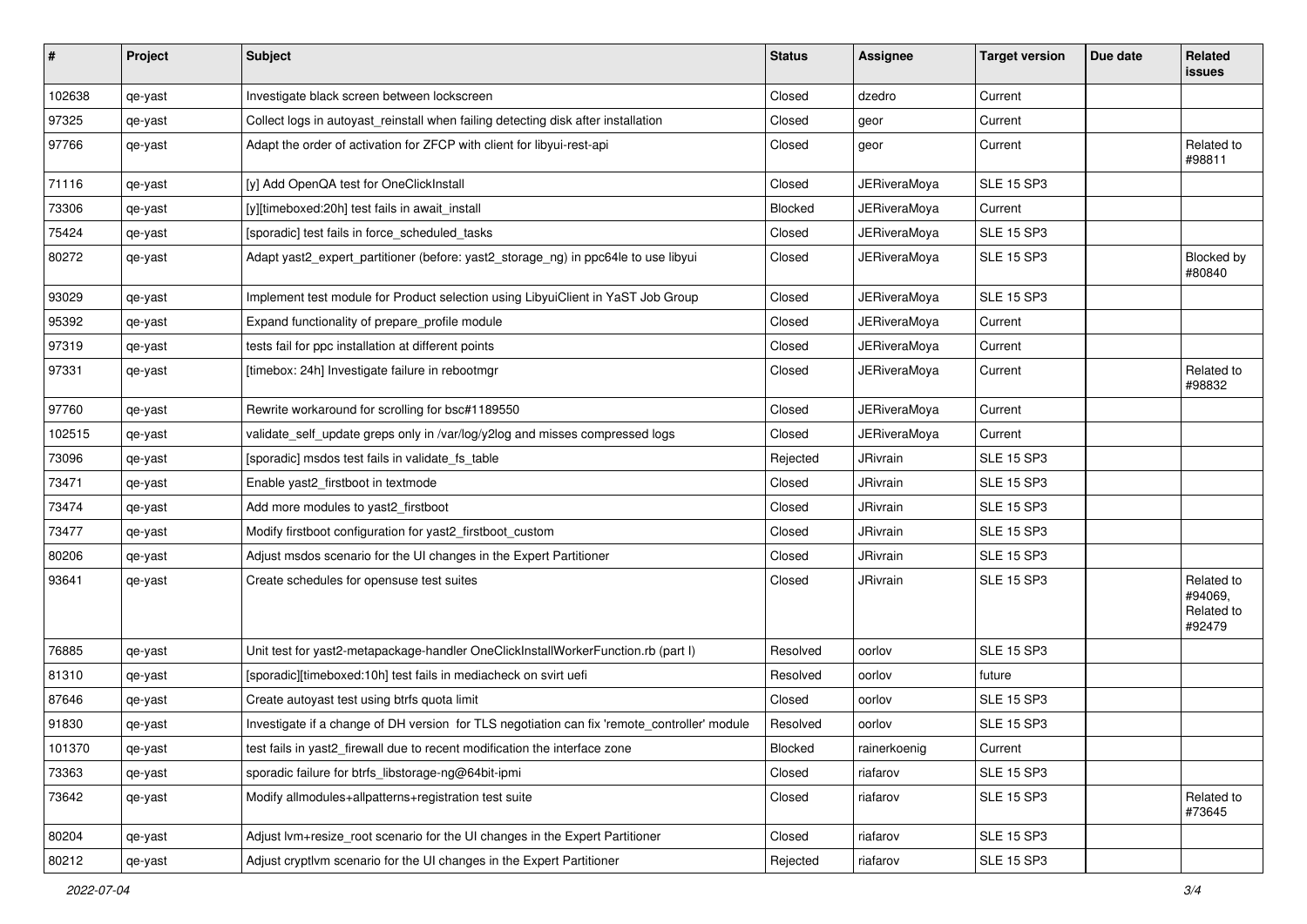| # | Project | Subject | Status | Assignee | Target version | Due date | Related issues |
|---|---|---|---|---|---|---|---|
| 102638 | qe-yast | Investigate black screen between lockscreen | Closed | dzedro | Current | | |
| 97325 | qe-yast | Collect logs in autoyast_reinstall when failing detecting disk after installation | Closed | geor | Current | | |
| 97766 | qe-yast | Adapt the order of activation for ZFCP with client for libyui-rest-api | Closed | geor | Current | | Related to #98811 |
| 71116 | qe-yast | [y] Add OpenQA test for OneClickInstall | Closed | JERiveraMoya | SLE 15 SP3 | | |
| 73306 | qe-yast | [y][timeboxed:20h] test fails in await_install | Blocked | JERiveraMoya | Current | | |
| 75424 | qe-yast | [sporadic] test fails in force_scheduled_tasks | Closed | JERiveraMoya | SLE 15 SP3 | | |
| 80272 | qe-yast | Adapt yast2_expert_partitioner (before: yast2_storage_ng) in ppc64le to use libyui | Closed | JERiveraMoya | SLE 15 SP3 | | Blocked by #80840 |
| 93029 | qe-yast | Implement test module for Product selection using LibyuiClient in YaST Job Group | Closed | JERiveraMoya | SLE 15 SP3 | | |
| 95392 | qe-yast | Expand functionality of prepare_profile module | Closed | JERiveraMoya | Current | | |
| 97319 | qe-yast | tests fail for ppc installation at different points | Closed | JERiveraMoya | Current | | |
| 97331 | qe-yast | [timebox: 24h] Investigate failure in rebootmgr | Closed | JERiveraMoya | Current | | Related to #98832 |
| 97760 | qe-yast | Rewrite workaround for scrolling for bsc#1189550 | Closed | JERiveraMoya | Current | | |
| 102515 | qe-yast | validate_self_update greps only in /var/log/y2log and misses compressed logs | Closed | JERiveraMoya | Current | | |
| 73096 | qe-yast | [sporadic] msdos test fails in validate_fs_table | Rejected | JRivrain | SLE 15 SP3 | | |
| 73471 | qe-yast | Enable yast2_firstboot in textmode | Closed | JRivrain | SLE 15 SP3 | | |
| 73474 | qe-yast | Add more modules to yast2_firstboot | Closed | JRivrain | SLE 15 SP3 | | |
| 73477 | qe-yast | Modify firstboot configuration for yast2_firstboot_custom | Closed | JRivrain | SLE 15 SP3 | | |
| 80206 | qe-yast | Adjust msdos scenario for the UI changes in the Expert Partitioner | Closed | JRivrain | SLE 15 SP3 | | |
| 93641 | qe-yast | Create schedules for opensuse test suites | Closed | JRivrain | SLE 15 SP3 | | Related to #94069, Related to #92479 |
| 76885 | qe-yast | Unit test for yast2-metapackage-handler OneClickInstallWorkerFunction.rb (part I) | Resolved | oorlov | SLE 15 SP3 | | |
| 81310 | qe-yast | [sporadic][timeboxed:10h] test fails in mediacheck on svirt uefi | Resolved | oorlov | future | | |
| 87646 | qe-yast | Create autoyast test using btrfs quota limit | Closed | oorlov | SLE 15 SP3 | | |
| 91830 | qe-yast | Investigate if a change of DH version for TLS negotiation can fix 'remote_controller' module | Resolved | oorlov | SLE 15 SP3 | | |
| 101370 | qe-yast | test fails in yast2_firewall due to recent modification the interface zone | Blocked | rainerkoenig | Current | | |
| 73363 | qe-yast | sporadic failure for btrfs_libstorage-ng@64bit-ipmi | Closed | riafarov | SLE 15 SP3 | | |
| 73642 | qe-yast | Modify allmodules+allpatterns+registration test suite | Closed | riafarov | SLE 15 SP3 | | Related to #73645 |
| 80204 | qe-yast | Adjust lvm+resize_root scenario for the UI changes in the Expert Partitioner | Closed | riafarov | SLE 15 SP3 | | |
| 80212 | qe-yast | Adjust cryptlvm scenario for the UI changes in the Expert Partitioner | Rejected | riafarov | SLE 15 SP3 | | |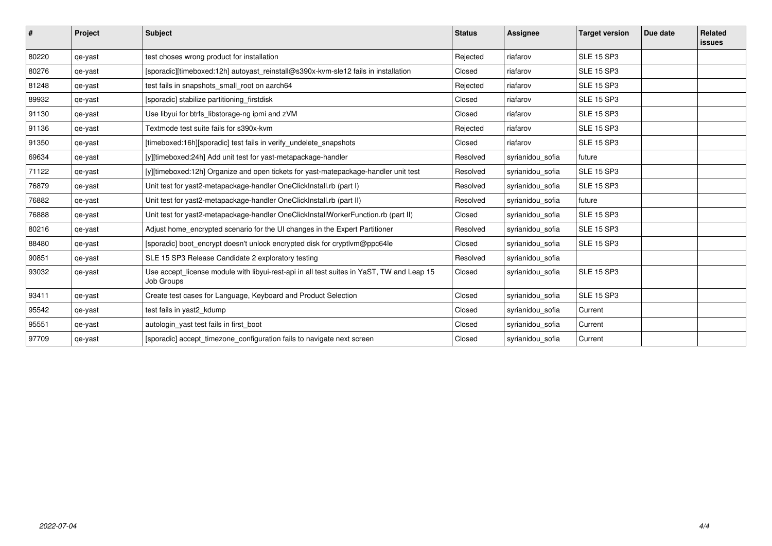| # | Project | Subject | Status | Assignee | Target version | Due date | Related issues |
|---|---|---|---|---|---|---|---|
| 80220 | qe-yast | test choses wrong product for installation | Rejected | riafarov | SLE 15 SP3 | | |
| 80276 | qe-yast | [sporadic][timeboxed:12h] autoyast_reinstall@s390x-kvm-sle12 fails in installation | Closed | riafarov | SLE 15 SP3 | | |
| 81248 | qe-yast | test fails in snapshots_small_root on aarch64 | Rejected | riafarov | SLE 15 SP3 | | |
| 89932 | qe-yast | [sporadic] stabilize partitioning_firstdisk | Closed | riafarov | SLE 15 SP3 | | |
| 91130 | qe-yast | Use libyui for btrfs_libstorage-ng ipmi and zVM | Closed | riafarov | SLE 15 SP3 | | |
| 91136 | qe-yast | Textmode test suite fails for s390x-kvm | Rejected | riafarov | SLE 15 SP3 | | |
| 91350 | qe-yast | [timeboxed:16h][sporadic] test fails in verify_undelete_snapshots | Closed | riafarov | SLE 15 SP3 | | |
| 69634 | qe-yast | [y][timeboxed:24h] Add unit test for yast-metapackage-handler | Resolved | syrianidou_sofia | future | | |
| 71122 | qe-yast | [y][timeboxed:12h] Organize and open tickets for yast-matepackage-handler unit test | Resolved | syrianidou_sofia | SLE 15 SP3 | | |
| 76879 | qe-yast | Unit test for yast2-metapackage-handler OneClickInstall.rb (part I) | Resolved | syrianidou_sofia | SLE 15 SP3 | | |
| 76882 | qe-yast | Unit test for yast2-metapackage-handler OneClickInstall.rb (part II) | Resolved | syrianidou_sofia | future | | |
| 76888 | qe-yast | Unit test for yast2-metapackage-handler OneClickInstallWorkerFunction.rb (part II) | Closed | syrianidou_sofia | SLE 15 SP3 | | |
| 80216 | qe-yast | Adjust home_encrypted scenario for the UI changes in the Expert Partitioner | Resolved | syrianidou_sofia | SLE 15 SP3 | | |
| 88480 | qe-yast | [sporadic] boot_encrypt doesn't unlock encrypted disk for cryptlvm@ppc64le | Closed | syrianidou_sofia | SLE 15 SP3 | | |
| 90851 | qe-yast | SLE 15 SP3 Release Candidate 2 exploratory testing | Resolved | syrianidou_sofia | | | |
| 93032 | qe-yast | Use accept_license module with libyui-rest-api in all test suites in YaST, TW and Leap 15 Job Groups | Closed | syrianidou_sofia | SLE 15 SP3 | | |
| 93411 | qe-yast | Create test cases for Language, Keyboard and Product Selection | Closed | syrianidou_sofia | SLE 15 SP3 | | |
| 95542 | qe-yast | test fails in yast2_kdump | Closed | syrianidou_sofia | Current | | |
| 95551 | qe-yast | autologin_yast test fails in first_boot | Closed | syrianidou_sofia | Current | | |
| 97709 | qe-yast | [sporadic] accept_timezone_configuration fails to navigate next screen | Closed | syrianidou_sofia | Current | | |